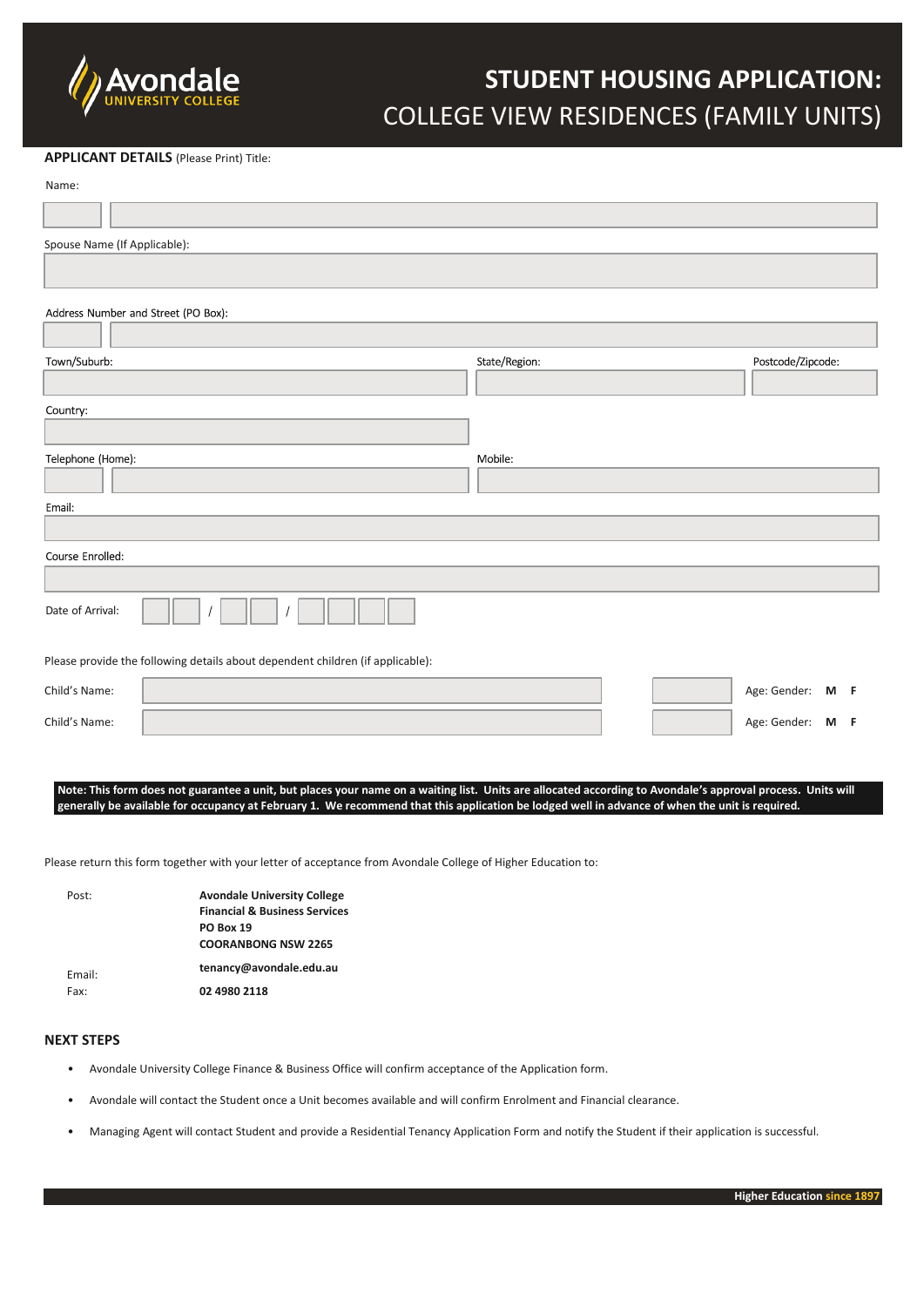Avondale UNIVERSITY COLLEGE

# STUDENT HOUSING APPLICATION: COLLEGE VIEW RESIDENCES (FAMILY UNITS)

**APPLICANT DETAILS** (Please Print) Title:

Name:

Spouse Name (If Applicable):

Address Number and Street (PO Box):

Town/Suburb:

State/Region:

Postcode/Zipcode:

Country:

Telephone (Home):

Mobile:

Email:

Course Enrolled:

Date of Arrival: / /

Please provide the following details about dependent children (if applicable):

Child's Name: Age: Gender: **M F**

Child's Name: Age: Gender: **M F**

**Note: This form does not guarantee a unit, but places your name on a waiting list. Units are allocated according to Avondale's approval process. Units will generally be available for occupancy at February 1. We recommend that this application be lodged well in advance of when the unit is required.**

Please return this form together with your letter of acceptance from Avondale College of Higher Education to:

Post:
**Avondale University College**
**Financial & Business Services**
**PO Box 19**
**COORANBONG NSW 2265**

Email: **tenancy@avondale.edu.au**

Fax: **02 4980 2118**

## NEXT STEPS

- Avondale University College Finance & Business Office will confirm acceptance of the Application form.
- Avondale will contact the Student once a Unit becomes available and will confirm Enrolment and Financial clearance.
- Managing Agent will contact Student and provide a Residential Tenancy Application Form and notify the Student if their application is successful.

**Higher Education since 1897**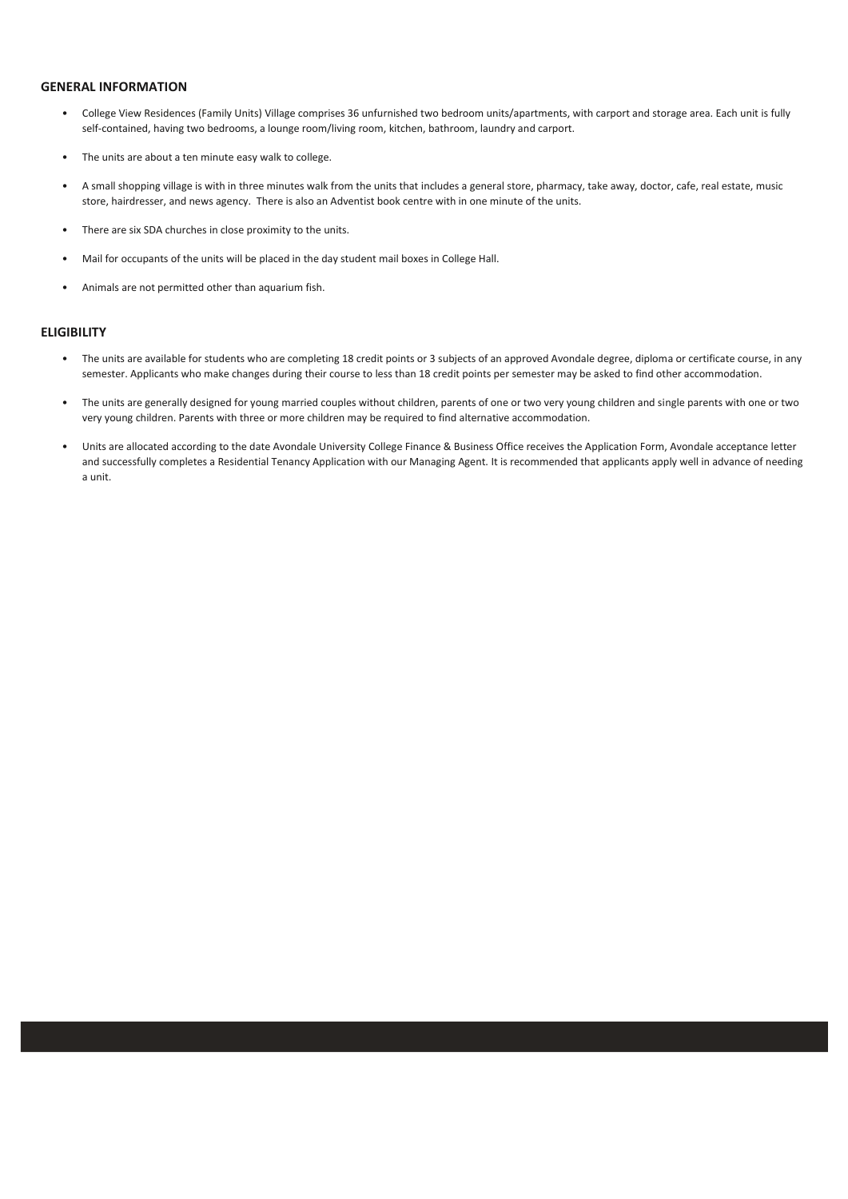## GENERAL INFORMATION

- College View Residences (Family Units) Village comprises 36 unfurnished two bedroom units/apartments, with carport and storage area. Each unit is fully self-contained, having two bedrooms, a lounge room/living room, kitchen, bathroom, laundry and carport.
- The units are about a ten minute easy walk to college.
- A small shopping village is with in three minutes walk from the units that includes a general store, pharmacy, take away, doctor, cafe, real estate, music store, hairdresser, and news agency. There is also an Adventist book centre with in one minute of the units.
- There are six SDA churches in close proximity to the units.
- Mail for occupants of the units will be placed in the day student mail boxes in College Hall.
- Animals are not permitted other than aquarium fish.

## ELIGIBILITY

- The units are available for students who are completing 18 credit points or 3 subjects of an approved Avondale degree, diploma or certificate course, in any semester. Applicants who make changes during their course to less than 18 credit points per semester may be asked to find other accommodation.
- The units are generally designed for young married couples without children, parents of one or two very young children and single parents with one or two very young children. Parents with three or more children may be required to find alternative accommodation.
- Units are allocated according to the date Avondale University College Finance & Business Office receives the Application Form, Avondale acceptance letter and successfully completes a Residential Tenancy Application with our Managing Agent. It is recommended that applicants apply well in advance of needing a unit.